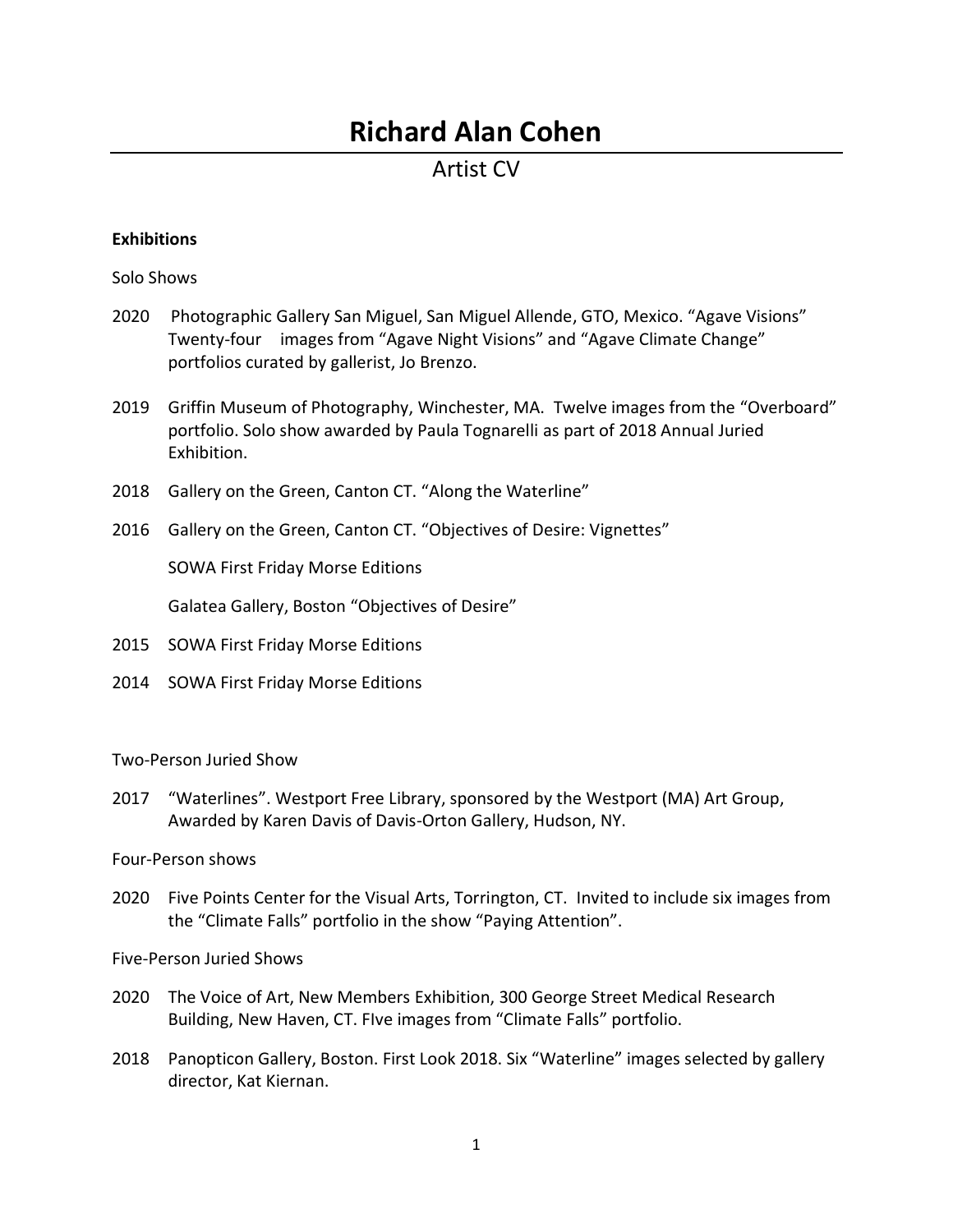# Richard Alan Cohen

## Artist CV

**Exhibitions**

Solo Shows

2020 Photographic Gallery San Miguel, San Miguel Allende, GTO, Mexico. "Agave Visions" Twenty-four images from "Agave Night Visions" and "Agave Climate Change" portfolios curated by gallerist, Jo Brenzo.

2019 Griffin Museum of Photography, Winchester, MA. Twelve images from the "Overboard" portfolio. Solo show awarded by Paula Tognarelli as part of 2018 Annual Juried Exhibition.

2018 Gallery on the Green, Canton CT. "Along the Waterline"

2016 Gallery on the Green, Canton CT. "Objectives of Desire: Vignettes"

SOWA First Friday Morse Editions

Galatea Gallery, Boston "Objectives of Desire"

2015 SOWA First Friday Morse Editions

2014 SOWA First Friday Morse Editions

Two-Person Juried Show

2017 "Waterlines". Westport Free Library, sponsored by the Westport (MA) Art Group, Awarded by Karen Davis of Davis-Orton Gallery, Hudson, NY.

Four-Person shows

2020 Five Points Center for the Visual Arts, Torrington, CT. Invited to include six images from the "Climate Falls" portfolio in the show "Paying Attention".

Five-Person Juried Shows

2020 The Voice of Art, New Members Exhibition, 300 George Street Medical Research Building, New Haven, CT. FIve images from "Climate Falls" portfolio.

2018 Panopticon Gallery, Boston. First Look 2018. Six "Waterline" images selected by gallery director, Kat Kiernan.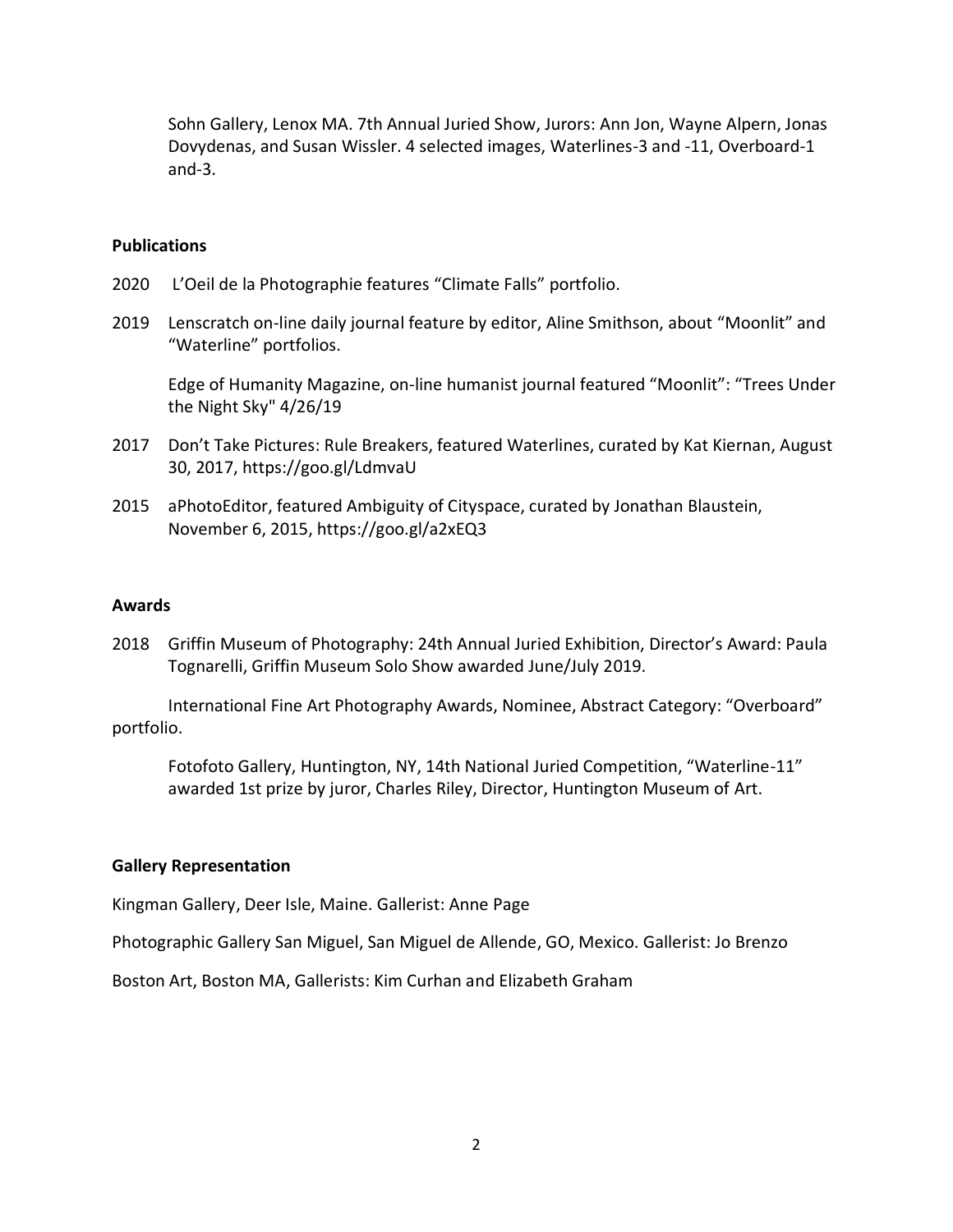Sohn Gallery, Lenox MA. 7th Annual Juried Show, Jurors: Ann Jon, Wayne Alpern, Jonas Dovydenas, and Susan Wissler. 4 selected images, Waterlines-3 and -11, Overboard-1 and-3.

**Publications**

2020 L'Oeil de la Photographie features "Climate Falls" portfolio.

2019 Lenscratch on-line daily journal feature by editor, Aline Smithson, about "Moonlit" and "Waterline" portfolios.

Edge of Humanity Magazine, on-line humanist journal featured "Moonlit": "Trees Under the Night Sky" 4/26/19

2017 Don't Take Pictures: Rule Breakers, featured Waterlines, curated by Kat Kiernan, August 30, 2017, https://goo.gl/LdmvaU

2015 aPhotoEditor, featured Ambiguity of Cityspace, curated by Jonathan Blaustein, November 6, 2015, https://goo.gl/a2xEQ3

**Awards**

2018 Griffin Museum of Photography: 24th Annual Juried Exhibition, Director's Award: Paula Tognarelli, Griffin Museum Solo Show awarded June/July 2019.

International Fine Art Photography Awards, Nominee, Abstract Category: "Overboard" portfolio.

Fotofoto Gallery, Huntington, NY, 14th National Juried Competition, "Waterline-11" awarded 1st prize by juror, Charles Riley, Director, Huntington Museum of Art.

**Gallery Representation**

Kingman Gallery, Deer Isle, Maine. Gallerist: Anne Page

Photographic Gallery San Miguel, San Miguel de Allende, GO, Mexico. Gallerist: Jo Brenzo

Boston Art, Boston MA, Gallerists: Kim Curhan and Elizabeth Graham